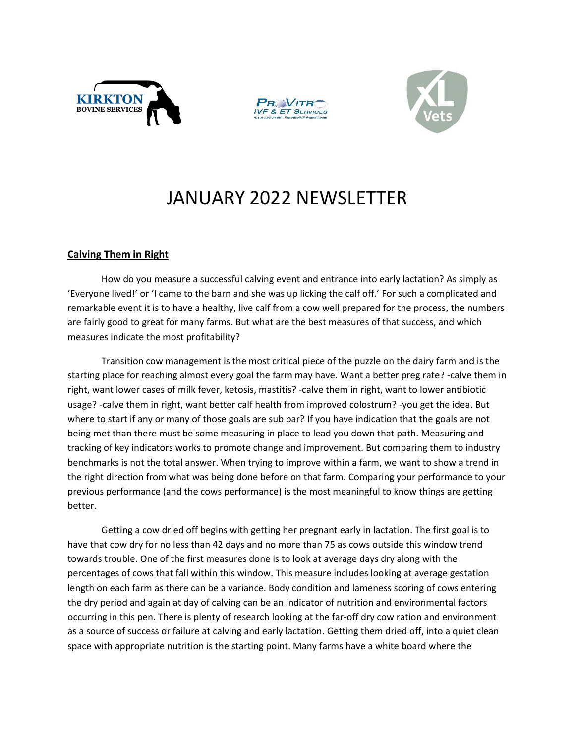# JANUARY 2022 NEWSLETTER

## Calving Them in Right

How do you measure a successful calving event and entrance into early lactation? As simply as 'Everyone lived!' or 'I came to the barn and she was up licking the calf off.' For such a complicated and remarkable event it is to have a healthy, live calf from a cow well prepared for the process, the numbers are fairly good to great for many farms. But what are the best measures of that success, and which measures indicate the most profitability?

Transition cow management is the most critical piece of the puzzle on the dairy farm and is the starting place for reaching almost every goal the farm may have. Want a better preg rate? -calve them in right, want lower cases of milk fever, ketosis, mastitis? -calve them in right, want to lower antibiotic usage? -calve them in right, want better calf health from improved colostrum? -you get the idea. But where to start if any or many of those goals are sub par? If you have indication that the goals are not being met than there must be some measuring in place to lead you down that path. Measuring and tracking of key indicators works to promote change and improvement. But comparing them to industry benchmarks is not the total answer. When trying to improve within a farm, we want to show a trend in the right direction from what was being done before on that farm. Comparing your performance to your previous performance (and the cows performance) is the most meaningful to know things are getting better.

Getting a cow dried off begins with getting her pregnant early in lactation. The first goal is to have that cow dry for no less than 42 days and no more than 75 as cows outside this window trend towards trouble. One of the first measures done is to look at average days dry along with the percentages of cows that fall within this window. This measure includes looking at average gestation length on each farm as there can be a variance. Body condition and lameness scoring of cows entering the dry period and again at day of calving can be an indicator of nutrition and environmental factors occurring in this pen. There is plenty of research looking at the far-off dry cow ration and environment as a source of success or failure at calving and early lactation. Getting them dried off, into a quiet clean space with appropriate nutrition is the starting point. Many farms have a white board where the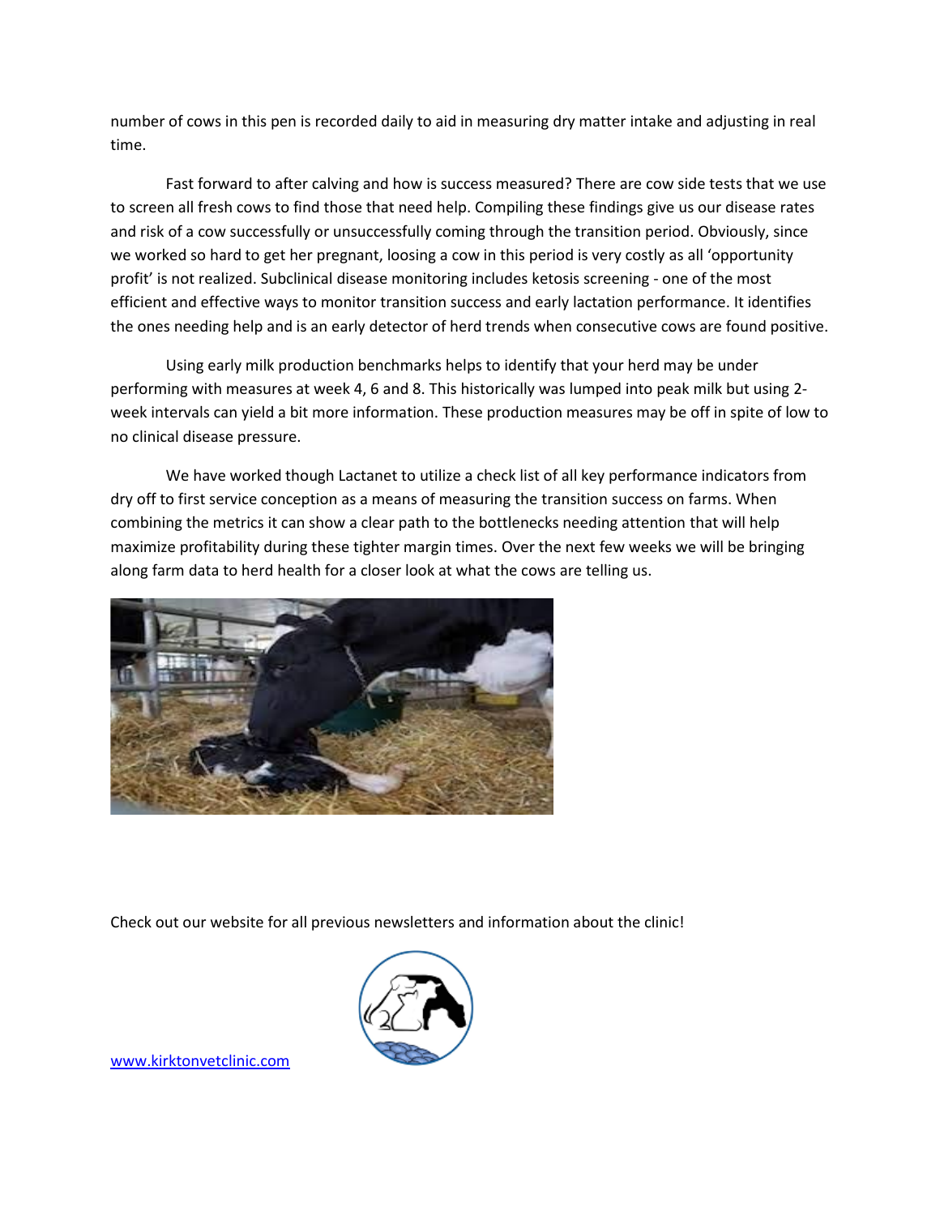number of cows in this pen is recorded daily to aid in measuring dry matter intake and adjusting in real time.

Fast forward to after calving and how is success measured? There are cow side tests that we use to screen all fresh cows to find those that need help. Compiling these findings give us our disease rates and risk of a cow successfully or unsuccessfully coming through the transition period. Obviously, since we worked so hard to get her pregnant, loosing a cow in this period is very costly as all 'opportunity profit' is not realized. Subclinical disease monitoring includes ketosis screening - one of the most efficient and effective ways to monitor transition success and early lactation performance. It identifies the ones needing help and is an early detector of herd trends when consecutive cows are found positive.

Using early milk production benchmarks helps to identify that your herd may be under performing with measures at week 4, 6 and 8. This historically was lumped into peak milk but using 2-week intervals can yield a bit more information. These production measures may be off in spite of low to no clinical disease pressure.

We have worked though Lactanet to utilize a check list of all key performance indicators from dry off to first service conception as a means of measuring the transition success on farms. When combining the metrics it can show a clear path to the bottlenecks needing attention that will help maximize profitability during these tighter margin times. Over the next few weeks we will be bringing along farm data to herd health for a closer look at what the cows are telling us.

Check out our website for all previous newsletters and information about the clinic!

www.kirktonvetclinic.com